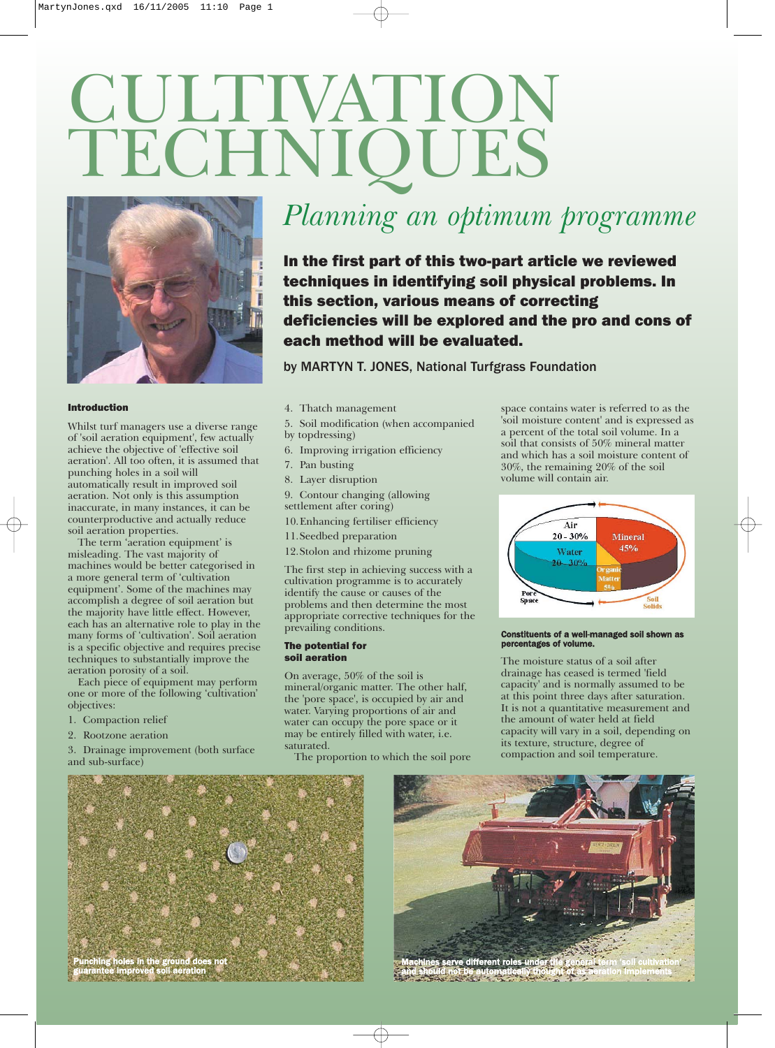# CULTIVATION TECHNIQUES

## *Planning an optimum programme*

**In the first part of this two-part article we reviewed techniques in identifying soil physical problems. In this section, various means of correcting deficiencies will be explored and the pro and cons of each method will be evaluated.**

by MARTYN T. JONES, National Turfgrass Foundation

### Introduction

Whilst turf managers use a diverse range of 'soil aeration equipment', few actually achieve the objective of 'effective soil aeration'. All too often, it is assumed that punching holes in a soil will automatically result in improved soil aeration. Not only is this assumption inaccurate, in many instances, it can be counterproductive and actually reduce soil aeration properties.

The term 'aeration equipment' is misleading. The vast majority of machines would be better categorised in a more general term of 'cultivation equipment'. Some of the machines may accomplish a degree of soil aeration but the majority have little effect. However, each has an alternative role to play in the many forms of 'cultivation'. Soil aeration is a specific objective and requires precise techniques to substantially improve the aeration porosity of a soil.

Each piece of equipment may perform one or more of the following 'cultivation' objectives:

1. Compaction relief
2. Rootzone aeration
3. Drainage improvement (both surface and sub-surface)
4. Thatch management
5. Soil modification (when accompanied by topdressing)
6. Improving irrigation efficiency
7. Pan busting
8. Layer disruption
9. Contour changing (allowing settlement after coring)
10. Enhancing fertiliser efficiency
11. Seedbed preparation
12. Stolon and rhizome pruning

The first step in achieving success with a cultivation programme is to accurately identify the cause or causes of the problems and then determine the most appropriate corrective techniques for the prevailing conditions.

### The potential for soil aeration

On average, 50% of the soil is mineral/organic matter. The other half, the 'pore space', is occupied by air and water. Varying proportions of air and water can occupy the pore space or it may be entirely filled with water, i.e. saturated.

The proportion to which the soil pore space contains water is referred to as the 'soil moisture content' and is expressed as a percent of the total soil volume. In a soil that consists of 50% mineral matter and which has a soil moisture content of 30%, the remaining 20% of the soil volume will contain air.

Constituents of a well-managed soil shown as percentages of volume.

The moisture status of a soil after drainage has ceased is termed 'field capacity' and is normally assumed to be at this point three days after saturation. It is not a quantitative measurement and the amount of water held at field capacity will vary in a soil, depending on its texture, structure, degree of compaction and soil temperature.

Punching holes in the ground does not guarantee improved soil aeration

Machines serve different roles under the general term 'soil cultivation' and should not be automatically thought of as aeration implements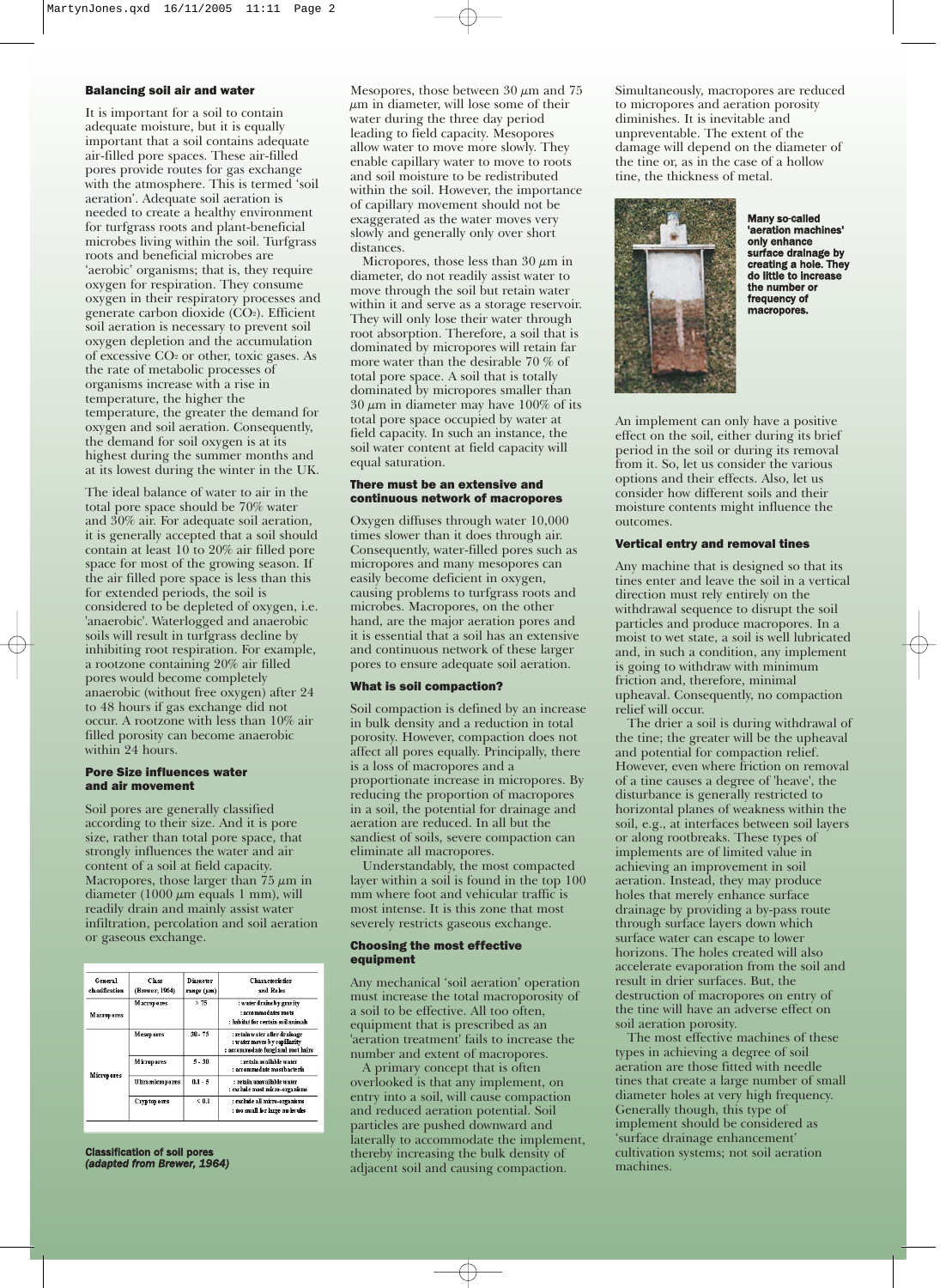### Balancing soil air and water

It is important for a soil to contain adequate moisture, but it is equally important that a soil contains adequate air-filled pore spaces. These air-filled pores provide routes for gas exchange with the atmosphere. This is termed 'soil aeration'. Adequate soil aeration is needed to create a healthy environment for turfgrass roots and plant-beneficial microbes living within the soil. Turfgrass roots and beneficial microbes are 'aerobic' organisms; that is, they require oxygen for respiration. They consume oxygen in their respiratory processes and generate carbon dioxide ($CO_2$). Efficient soil aeration is necessary to prevent soil oxygen depletion and the accumulation of excessive $CO_2$ or other, toxic gases. As the rate of metabolic processes of organisms increase with a rise in temperature, the higher the temperature, the greater the demand for oxygen and soil aeration. Consequently, the demand for soil oxygen is at its highest during the summer months and at its lowest during the winter in the UK.

The ideal balance of water to air in the total pore space should be 70% water and 30% air. For adequate soil aeration, it is generally accepted that a soil should contain at least 10 to 20% air filled pore space for most of the growing season. If the air filled pore space is less than this for extended periods, the soil is considered to be depleted of oxygen, i.e. 'anaerobic'. Waterlogged and anaerobic soils will result in turfgrass decline by inhibiting root respiration. For example, a rootzone containing 20% air filled pores would become completely anaerobic (without free oxygen) after 24 to 48 hours if gas exchange did not occur. A rootzone with less than 10% air filled porosity can become anaerobic within 24 hours.

### Pore Size influences water and air movement

Soil pores are generally classified according to their size. And it is pore size, rather than total pore space, that strongly influences the water and air content of a soil at field capacity. Macropores, those larger than 75 $\mu$m in diameter (1000 $\mu$m equals 1 mm), will readily drain and mainly assist water infiltration, percolation and soil aeration or gaseous exchange.

| General classification | Class (Brewer, 1964) | Diameter range ($\mu$m) | Characteristics and Roles |
|---|---|---|---|
| Macropores | Macropores | > 75 | : water drains by gravity<br>: accommodates roots<br>: habitat for certain soil animals |
| Micropores | Mesopores | 30 - 75 | : retain water after drainage<br>: water moves by capillarity<br>: accommodate fungi and root hairs |
| | Micropores | 5 - 30 | : retain available water<br>: accommodate most bacteria |
| | Ultramicropores | 0.1 - 5 | : retain unavailable water<br>: exclude most micro-organisms |
| | Cryptopores | < 0.1 | : exclude all micro-organisms<br>: too small for large molecules |

***Classification of soil pores (adapted from Brewer, 1964)***

Mesopores, those between 30 $\mu$m and 75 $\mu$m in diameter, will lose some of their water during the three day period leading to field capacity. Mesopores allow water to move more slowly. They enable capillary water to move to roots and soil moisture to be redistributed within the soil. However, the importance of capillary movement should not be exaggerated as the water moves very slowly and generally only over short distances.

Micropores, those less than 30 $\mu$m in diameter, do not readily assist water to move through the soil but retain water within it and serve as a storage reservoir. They will only lose their water through root absorption. Therefore, a soil that is dominated by micropores will retain far more water than the desirable 70 % of total pore space. A soil that is totally dominated by micropores smaller than 30 $\mu$m in diameter may have 100% of its total pore space occupied by water at field capacity. In such an instance, the soil water content at field capacity will equal saturation.

### There must be an extensive and continuous network of macropores

Oxygen diffuses through water 10,000 times slower than it does through air. Consequently, water-filled pores such as micropores and many mesopores can easily become deficient in oxygen, causing problems to turfgrass roots and microbes. Macropores, on the other hand, are the major aeration pores and it is essential that a soil has an extensive and continuous network of these larger pores to ensure adequate soil aeration.

### What is soil compaction?

Soil compaction is defined by an increase in bulk density and a reduction in total porosity. However, compaction does not affect all pores equally. Principally, there is a loss of macropores and a proportionate increase in micropores. By reducing the proportion of macropores in a soil, the potential for drainage and aeration are reduced. In all but the sandiest of soils, severe compaction can eliminate all macropores.

Understandably, the most compacted layer within a soil is found in the top 100 mm where foot and vehicular traffic is most intense. It is this zone that most severely restricts gaseous exchange.

### Choosing the most effective equipment

Any mechanical 'soil aeration' operation must increase the total macroporosity of a soil to be effective. All too often, equipment that is prescribed as an 'aeration treatment' fails to increase the number and extent of macropores.

A primary concept that is often overlooked is that any implement, on entry into a soil, will cause compaction and reduced aeration potential. Soil particles are pushed downward and laterally to accommodate the implement, thereby increasing the bulk density of adjacent soil and causing compaction. Simultaneously, macropores are reduced to micropores and aeration porosity diminishes. It is inevitable and unpreventable. The extent of the damage will depend on the diameter of the tine or, as in the case of a hollow tine, the thickness of metal.

***Many so-called 'aeration machines' only enhance surface drainage by creating a hole. They do little to increase the number or frequency of macropores.***

An implement can only have a positive effect on the soil, either during its brief period in the soil or during its removal from it. So, let us consider the various options and their effects. Also, let us consider how different soils and their moisture contents might influence the outcomes.

### Vertical entry and removal tines

Any machine that is designed so that its tines enter and leave the soil in a vertical direction must rely entirely on the withdrawal sequence to disrupt the soil particles and produce macropores. In a moist to wet state, a soil is well lubricated and, in such a condition, any implement is going to withdraw with minimum friction and, therefore, minimal upheaval. Consequently, no compaction relief will occur.

The drier a soil is during withdrawal of the tine; the greater will be the upheaval and potential for compaction relief. However, even where friction on removal of a tine causes a degree of 'heave', the disturbance is generally restricted to horizontal planes of weakness within the soil, e.g., at interfaces between soil layers or along rootbreaks. These types of implements are of limited value in achieving an improvement in soil aeration. Instead, they may produce holes that merely enhance surface drainage by providing a by-pass route through surface layers down which surface water can escape to lower horizons. The holes created will also accelerate evaporation from the soil and result in drier surfaces. But, the destruction of macropores on entry of the tine will have an adverse effect on soil aeration porosity.

The most effective machines of these types in achieving a degree of soil aeration are those fitted with needle tines that create a large number of small diameter holes at very high frequency. Generally though, this type of implement should be considered as 'surface drainage enhancement' cultivation systems; not soil aeration machines.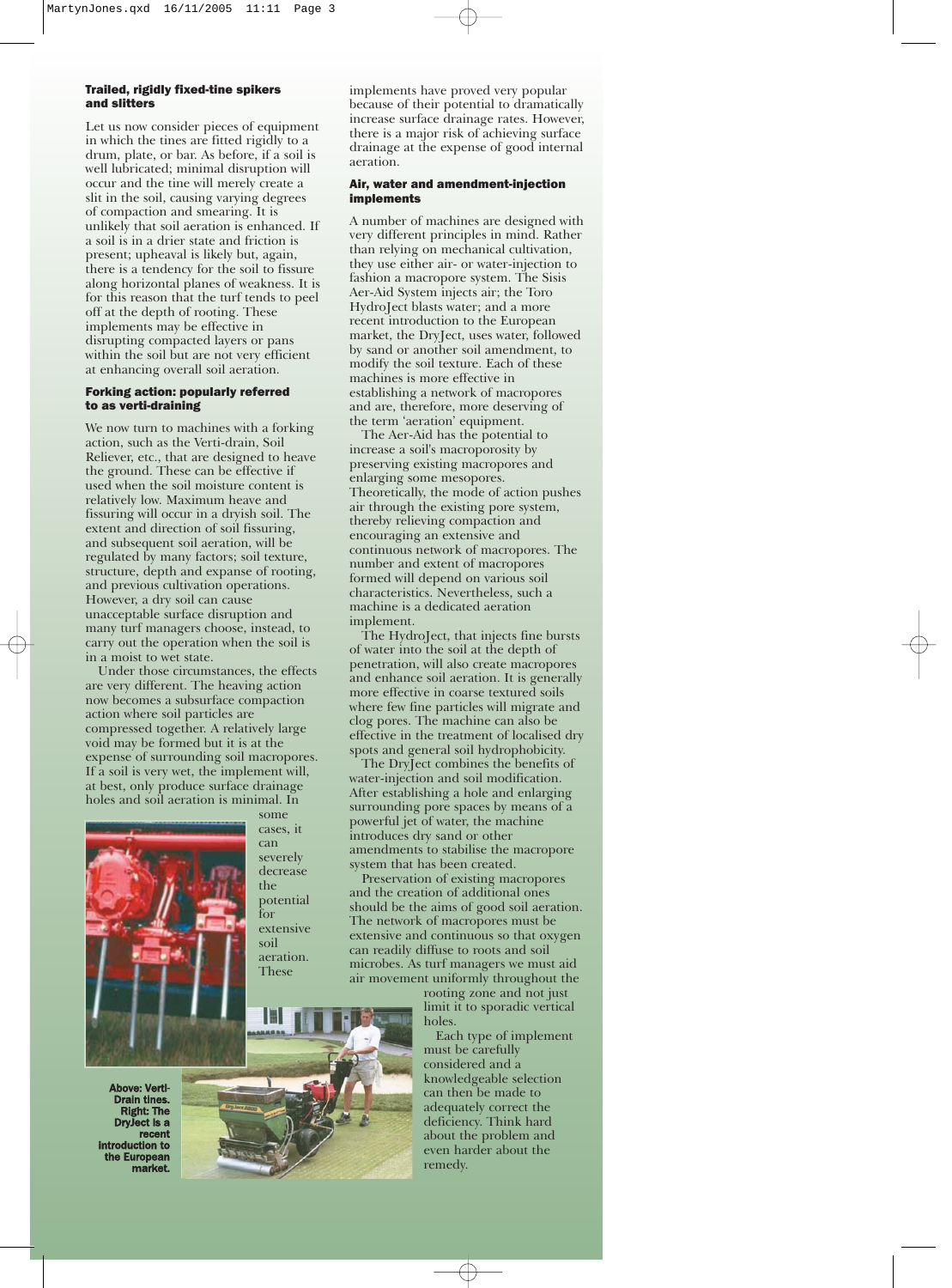#### Trailed, rigidly fixed-tine spikers and slitters

Let us now consider pieces of equipment in which the tines are fitted rigidly to a drum, plate, or bar. As before, if a soil is well lubricated; minimal disruption will occur and the tine will merely create a slit in the soil, causing varying degrees of compaction and smearing. It is unlikely that soil aeration is enhanced. If a soil is in a drier state and friction is present; upheaval is likely but, again, there is a tendency for the soil to fissure along horizontal planes of weakness. It is for this reason that the turf tends to peel off at the depth of rooting. These implements may be effective in disrupting compacted layers or pans within the soil but are not very efficient at enhancing overall soil aeration.

#### Forking action: popularly referred to as verti-draining

We now turn to machines with a forking action, such as the Verti-drain, Soil Reliever, etc., that are designed to heave the ground. These can be effective if used when the soil moisture content is relatively low. Maximum heave and fissuring will occur in a dryish soil. The extent and direction of soil fissuring, and subsequent soil aeration, will be regulated by many factors; soil texture, structure, depth and expanse of rooting, and previous cultivation operations. However, a dry soil can cause unacceptable surface disruption and many turf managers choose, instead, to carry out the operation when the soil is in a moist to wet state.

Under those circumstances, the effects are very different. The heaving action now becomes a subsurface compaction action where soil particles are compressed together. A relatively large void may be formed but it is at the expense of surrounding soil macropores. If a soil is very wet, the implement will, at best, only produce surface drainage holes and soil aeration is minimal. In some cases, it can severely decrease the potential for extensive soil aeration. These implements have proved very popular because of their potential to dramatically increase surface drainage rates. However, there is a major risk of achieving surface drainage at the expense of good internal aeration.

Above: Verti-Drain tines. Right: The DryJect is a recent introduction to the European market.

#### Air, water and amendment-injection implements

A number of machines are designed with very different principles in mind. Rather than relying on mechanical cultivation, they use either air- or water-injection to fashion a macropore system. The Sisis Aer-Aid System injects air; the Toro HydroJect blasts water; and a more recent introduction to the European market, the DryJect, uses water, followed by sand or another soil amendment, to modify the soil texture. Each of these machines is more effective in establishing a network of macropores and are, therefore, more deserving of the term 'aeration' equipment.

The Aer-Aid has the potential to increase a soil's macroporosity by preserving existing macropores and enlarging some mesopores. Theoretically, the mode of action pushes air through the existing pore system, thereby relieving compaction and encouraging an extensive and continuous network of macropores. The number and extent of macropores formed will depend on various soil characteristics. Nevertheless, such a machine is a dedicated aeration implement.

The HydroJect, that injects fine bursts of water into the soil at the depth of penetration, will also create macropores and enhance soil aeration. It is generally more effective in coarse textured soils where few fine particles will migrate and clog pores. The machine can also be effective in the treatment of localised dry spots and general soil hydrophobicity.

The DryJect combines the benefits of water-injection and soil modification. After establishing a hole and enlarging surrounding pore spaces by means of a powerful jet of water, the machine introduces dry sand or other amendments to stabilise the macropore system that has been created.

Preservation of existing macropores and the creation of additional ones should be the aims of good soil aeration. The network of macropores must be extensive and continuous so that oxygen can readily diffuse to roots and soil microbes. As turf managers we must aid air movement uniformly throughout the rooting zone and not just limit it to sporadic vertical holes.

Each type of implement must be carefully considered and a knowledgeable selection can then be made to adequately correct the deficiency. Think hard about the problem and even harder about the remedy.